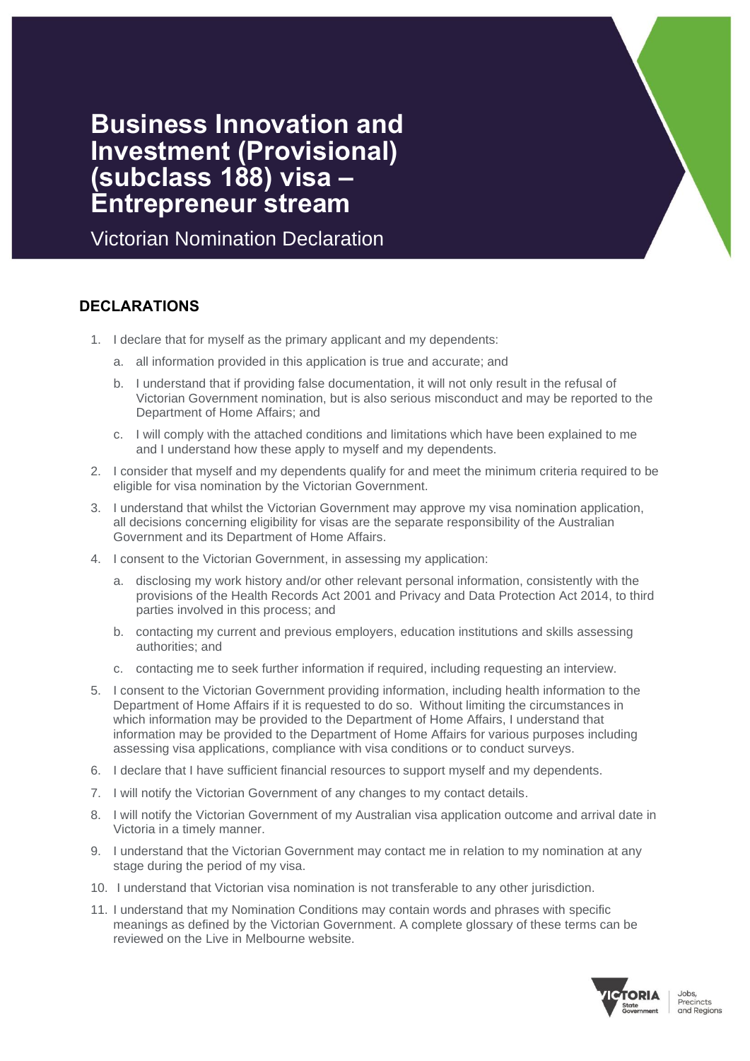# Business Innovation and Investment (Provisional) (subclass 188) visa – Entrepreneur stream

Victorian Nomination Declaration

## DECLARATIONS

1. I declare that for myself as the primary applicant and my dependents:
   a. all information provided in this application is true and accurate; and
   b. I understand that if providing false documentation, it will not only result in the refusal of Victorian Government nomination, but is also serious misconduct and may be reported to the Department of Home Affairs; and
   c. I will comply with the attached conditions and limitations which have been explained to me and I understand how these apply to myself and my dependents.
2. I consider that myself and my dependents qualify for and meet the minimum criteria required to be eligible for visa nomination by the Victorian Government.
3. I understand that whilst the Victorian Government may approve my visa nomination application, all decisions concerning eligibility for visas are the separate responsibility of the Australian Government and its Department of Home Affairs.
4. I consent to the Victorian Government, in assessing my application:
   a. disclosing my work history and/or other relevant personal information, consistently with the provisions of the Health Records Act 2001 and Privacy and Data Protection Act 2014, to third parties involved in this process; and
   b. contacting my current and previous employers, education institutions and skills assessing authorities; and
   c. contacting me to seek further information if required, including requesting an interview.
5. I consent to the Victorian Government providing information, including health information to the Department of Home Affairs if it is requested to do so. Without limiting the circumstances in which information may be provided to the Department of Home Affairs, I understand that information may be provided to the Department of Home Affairs for various purposes including assessing visa applications, compliance with visa conditions or to conduct surveys.
6. I declare that I have sufficient financial resources to support myself and my dependents.
7. I will notify the Victorian Government of any changes to my contact details.
8. I will notify the Victorian Government of my Australian visa application outcome and arrival date in Victoria in a timely manner.
9. I understand that the Victorian Government may contact me in relation to my nomination at any stage during the period of my visa.
10. I understand that Victorian visa nomination is not transferable to any other jurisdiction.
11. I understand that my Nomination Conditions may contain words and phrases with specific meanings as defined by the Victorian Government. A complete glossary of these terms can be reviewed on the Live in Melbourne website.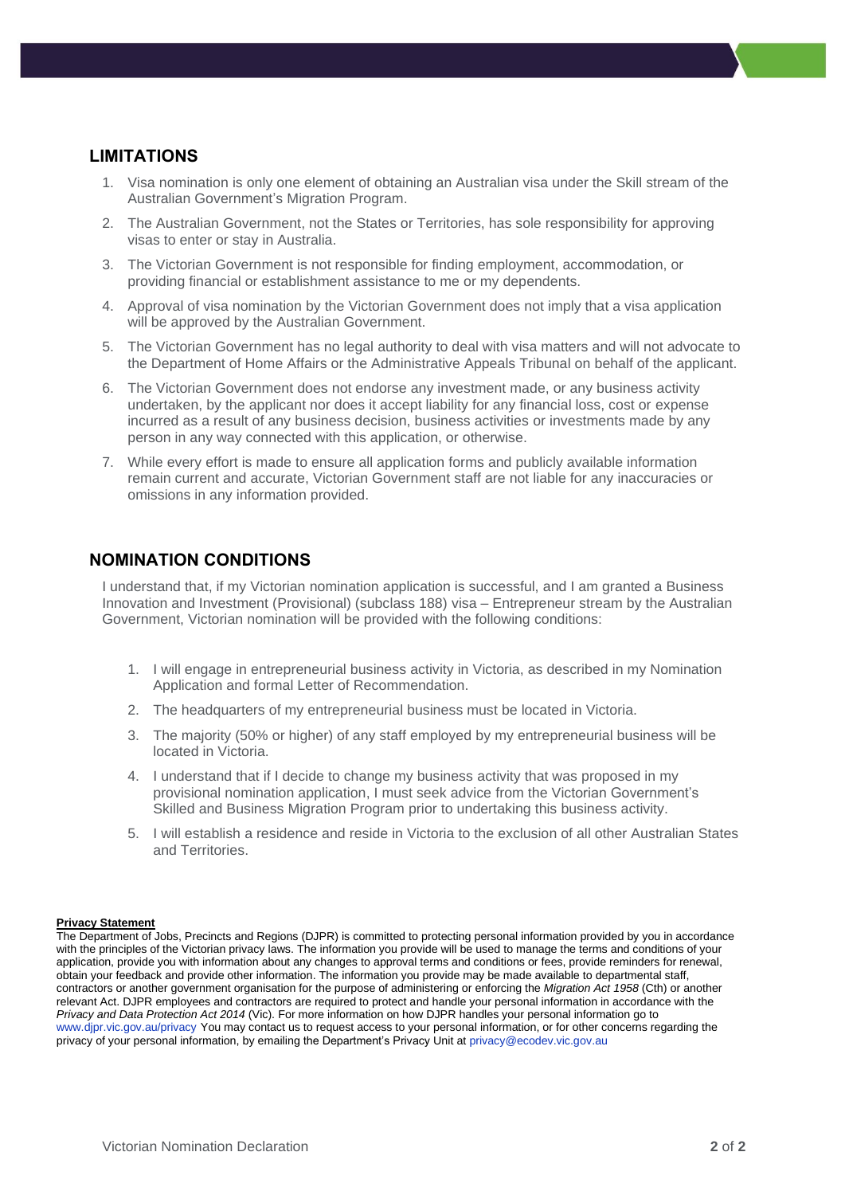## LIMITATIONS

1. Visa nomination is only one element of obtaining an Australian visa under the Skill stream of the Australian Government's Migration Program.
2. The Australian Government, not the States or Territories, has sole responsibility for approving visas to enter or stay in Australia.
3. The Victorian Government is not responsible for finding employment, accommodation, or providing financial or establishment assistance to me or my dependents.
4. Approval of visa nomination by the Victorian Government does not imply that a visa application will be approved by the Australian Government.
5. The Victorian Government has no legal authority to deal with visa matters and will not advocate to the Department of Home Affairs or the Administrative Appeals Tribunal on behalf of the applicant.
6. The Victorian Government does not endorse any investment made, or any business activity undertaken, by the applicant nor does it accept liability for any financial loss, cost or expense incurred as a result of any business decision, business activities or investments made by any person in any way connected with this application, or otherwise.
7. While every effort is made to ensure all application forms and publicly available information remain current and accurate, Victorian Government staff are not liable for any inaccuracies or omissions in any information provided.

## NOMINATION CONDITIONS

I understand that, if my Victorian nomination application is successful, and I am granted a Business Innovation and Investment (Provisional) (subclass 188) visa – Entrepreneur stream by the Australian Government, Victorian nomination will be provided with the following conditions:

1. I will engage in entrepreneurial business activity in Victoria, as described in my Nomination Application and formal Letter of Recommendation.
2. The headquarters of my entrepreneurial business must be located in Victoria.
3. The majority (50% or higher) of any staff employed by my entrepreneurial business will be located in Victoria.
4. I understand that if I decide to change my business activity that was proposed in my provisional nomination application, I must seek advice from the Victorian Government's Skilled and Business Migration Program prior to undertaking this business activity.
5. I will establish a residence and reside in Victoria to the exclusion of all other Australian States and Territories.

**Privacy Statement**

The Department of Jobs, Precincts and Regions (DJPR) is committed to protecting personal information provided by you in accordance with the principles of the Victorian privacy laws. The information you provide will be used to manage the terms and conditions of your application, provide you with information about any changes to approval terms and conditions or fees, provide reminders for renewal, obtain your feedback and provide other information. The information you provide may be made available to departmental staff, contractors or another government organisation for the purpose of administering or enforcing the *Migration Act 1958* (Cth) or another relevant Act. DJPR employees and contractors are required to protect and handle your personal information in accordance with the *Privacy and Data Protection Act 2014* (Vic). For more information on how DJPR handles your personal information go to www.djpr.vic.gov.au/privacy You may contact us to request access to your personal information, or for other concerns regarding the privacy of your personal information, by emailing the Department's Privacy Unit at privacy@ecodev.vic.gov.au